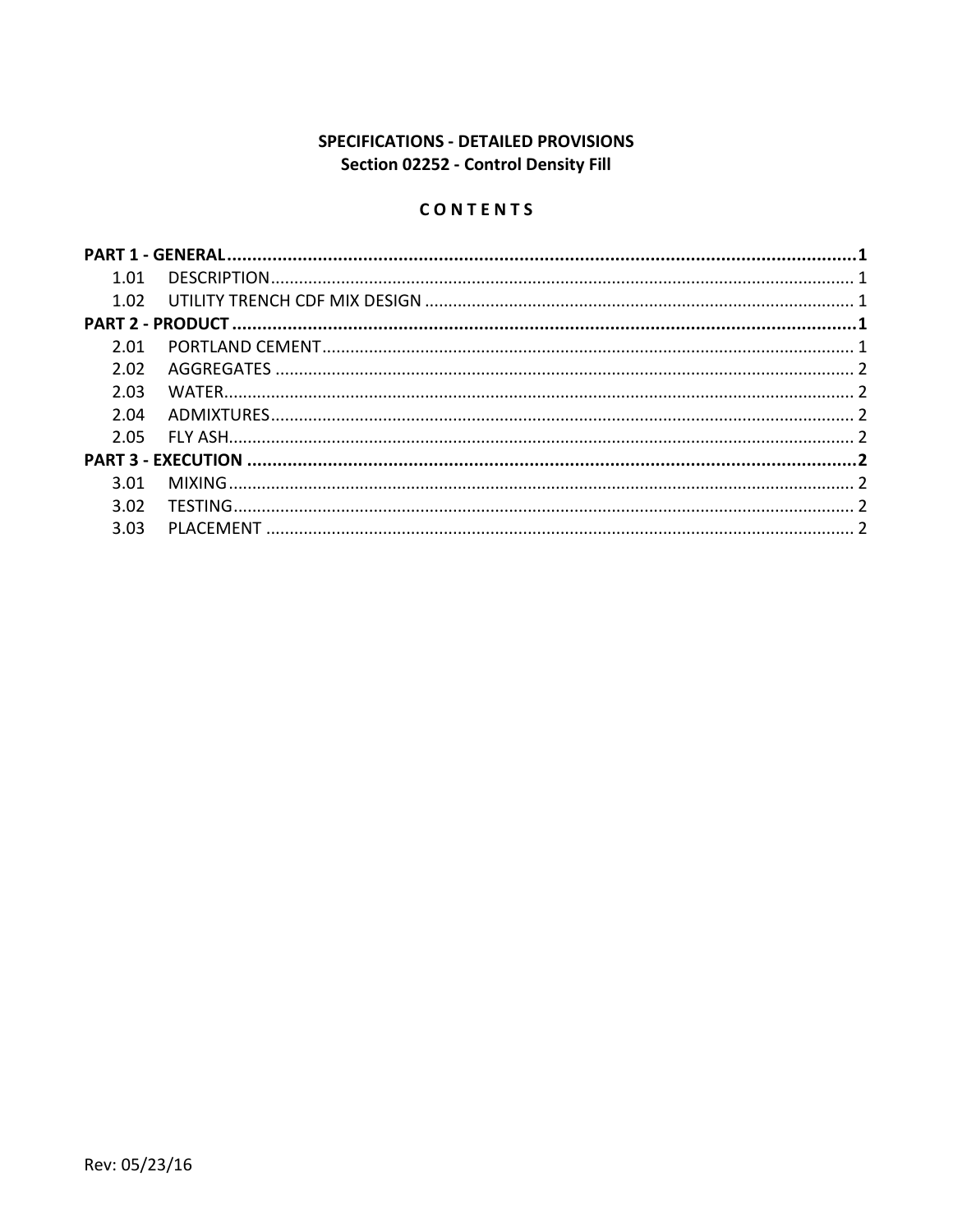**SPECIFICATIONS - DETAILED PROVISIONS**
**Section 02252 - Control Density Fill**

**C O N T E N T S**

**PART 1 - GENERAL** ..........1
- 1.01 DESCRIPTION .......... 1
- 1.02 UTILITY TRENCH CDF MIX DESIGN .......... 1

**PART 2 - PRODUCT** ..........1
- 2.01 PORTLAND CEMENT .......... 1
- 2.02 AGGREGATES .......... 2
- 2.03 WATER .......... 2
- 2.04 ADMIXTURES .......... 2
- 2.05 FLY ASH .......... 2

**PART 3 - EXECUTION** ..........2
- 3.01 MIXING .......... 2
- 3.02 TESTING .......... 2
- 3.03 PLACEMENT .......... 2

Rev: 05/23/16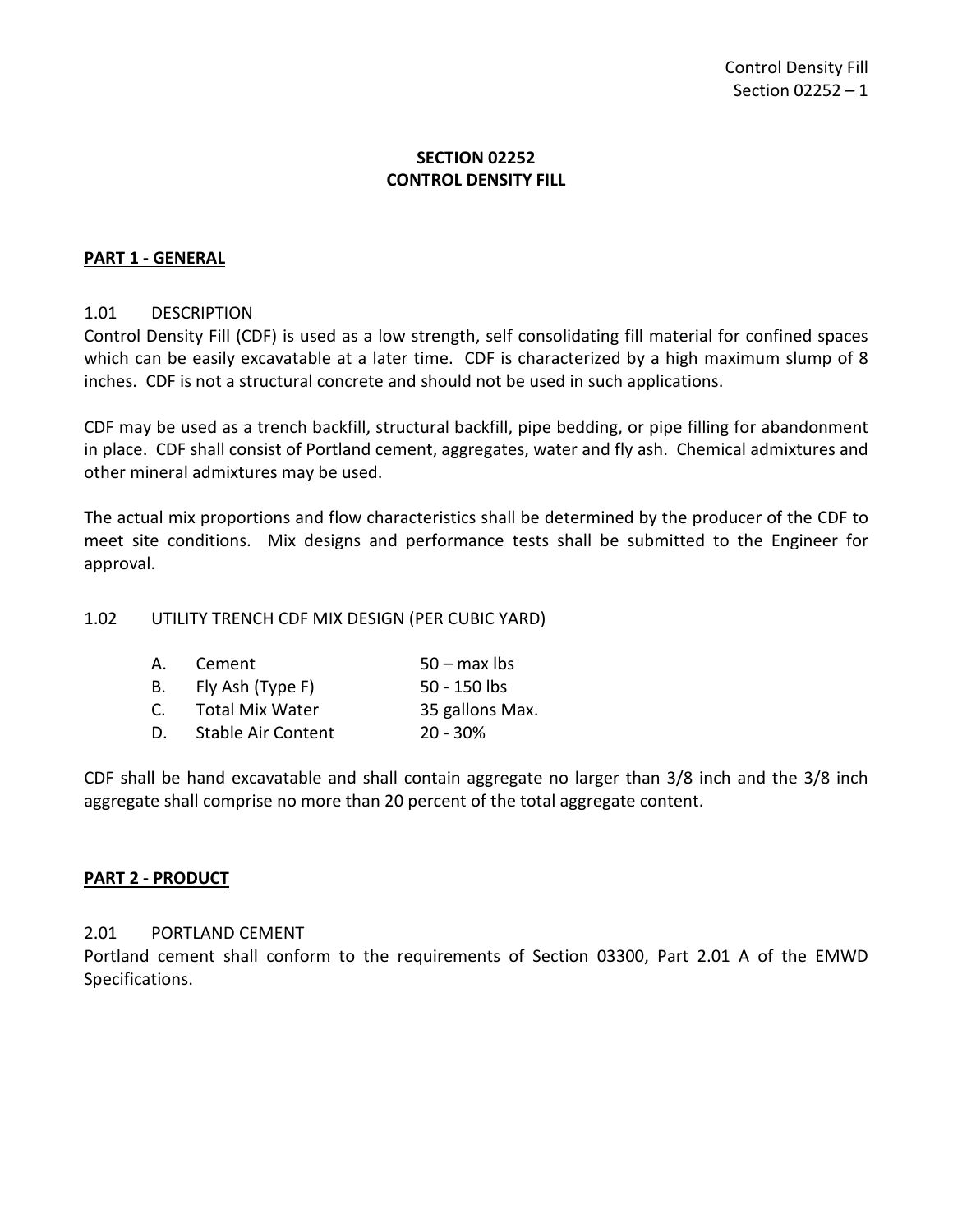# SECTION 02252
# CONTROL DENSITY FILL

## PART 1 - GENERAL

### 1.01 DESCRIPTION

Control Density Fill (CDF) is used as a low strength, self consolidating fill material for confined spaces which can be easily excavatable at a later time. CDF is characterized by a high maximum slump of 8 inches. CDF is not a structural concrete and should not be used in such applications.

CDF may be used as a trench backfill, structural backfill, pipe bedding, or pipe filling for abandonment in place. CDF shall consist of Portland cement, aggregates, water and fly ash. Chemical admixtures and other mineral admixtures may be used.

The actual mix proportions and flow characteristics shall be determined by the producer of the CDF to meet site conditions. Mix designs and performance tests shall be submitted to the Engineer for approval.

### 1.02 UTILITY TRENCH CDF MIX DESIGN (PER CUBIC YARD)

A. Cement — 50 – max lbs

B. Fly Ash (Type F) — 50 - 150 lbs

C. Total Mix Water — 35 gallons Max.

D. Stable Air Content — 20 - 30%

CDF shall be hand excavatable and shall contain aggregate no larger than 3/8 inch and the 3/8 inch aggregate shall comprise no more than 20 percent of the total aggregate content.

## PART 2 - PRODUCT

### 2.01 PORTLAND CEMENT

Portland cement shall conform to the requirements of Section 03300, Part 2.01 A of the EMWD Specifications.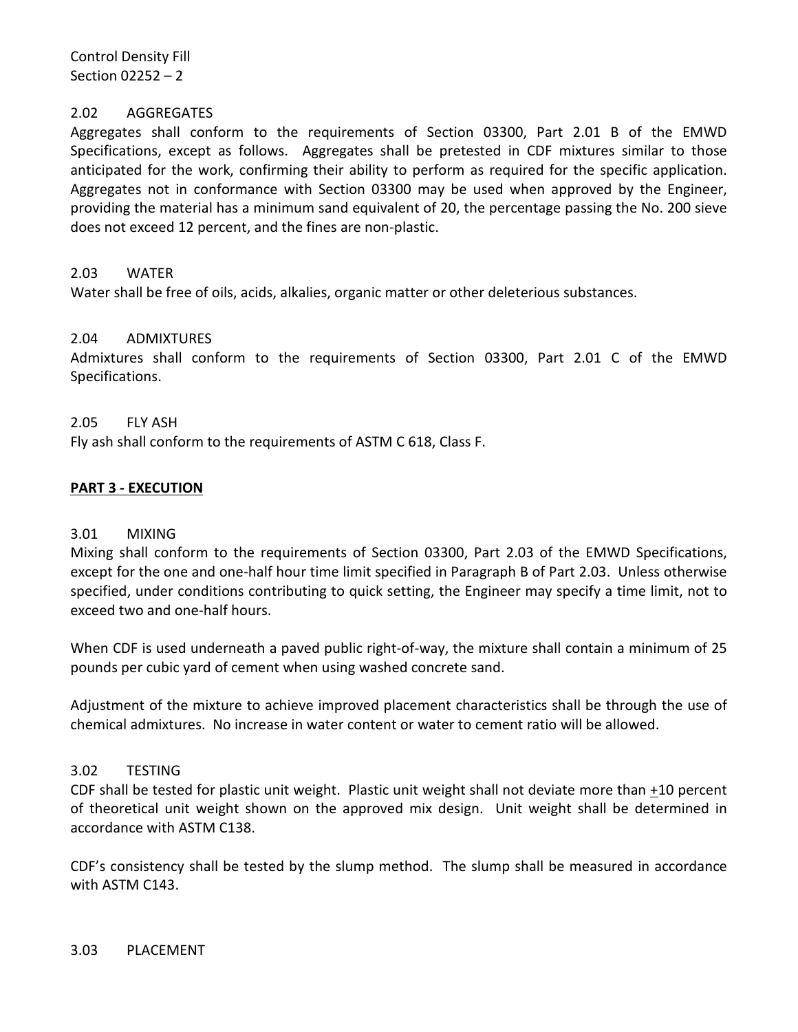### 2.02 AGGREGATES

Aggregates shall conform to the requirements of Section 03300, Part 2.01 B of the EMWD Specifications, except as follows. Aggregates shall be pretested in CDF mixtures similar to those anticipated for the work, confirming their ability to perform as required for the specific application. Aggregates not in conformance with Section 03300 may be used when approved by the Engineer, providing the material has a minimum sand equivalent of 20, the percentage passing the No. 200 sieve does not exceed 12 percent, and the fines are non-plastic.

### 2.03 WATER

Water shall be free of oils, acids, alkalies, organic matter or other deleterious substances.

### 2.04 ADMIXTURES

Admixtures shall conform to the requirements of Section 03300, Part 2.01 C of the EMWD Specifications.

### 2.05 FLY ASH

Fly ash shall conform to the requirements of ASTM C 618, Class F.

## PART 3 - EXECUTION

### 3.01 MIXING

Mixing shall conform to the requirements of Section 03300, Part 2.03 of the EMWD Specifications, except for the one and one-half hour time limit specified in Paragraph B of Part 2.03. Unless otherwise specified, under conditions contributing to quick setting, the Engineer may specify a time limit, not to exceed two and one-half hours.

When CDF is used underneath a paved public right-of-way, the mixture shall contain a minimum of 25 pounds per cubic yard of cement when using washed concrete sand.

Adjustment of the mixture to achieve improved placement characteristics shall be through the use of chemical admixtures. No increase in water content or water to cement ratio will be allowed.

### 3.02 TESTING

CDF shall be tested for plastic unit weight. Plastic unit weight shall not deviate more than $\pm$10 percent of theoretical unit weight shown on the approved mix design. Unit weight shall be determined in accordance with ASTM C138.

CDF's consistency shall be tested by the slump method. The slump shall be measured in accordance with ASTM C143.

### 3.03 PLACEMENT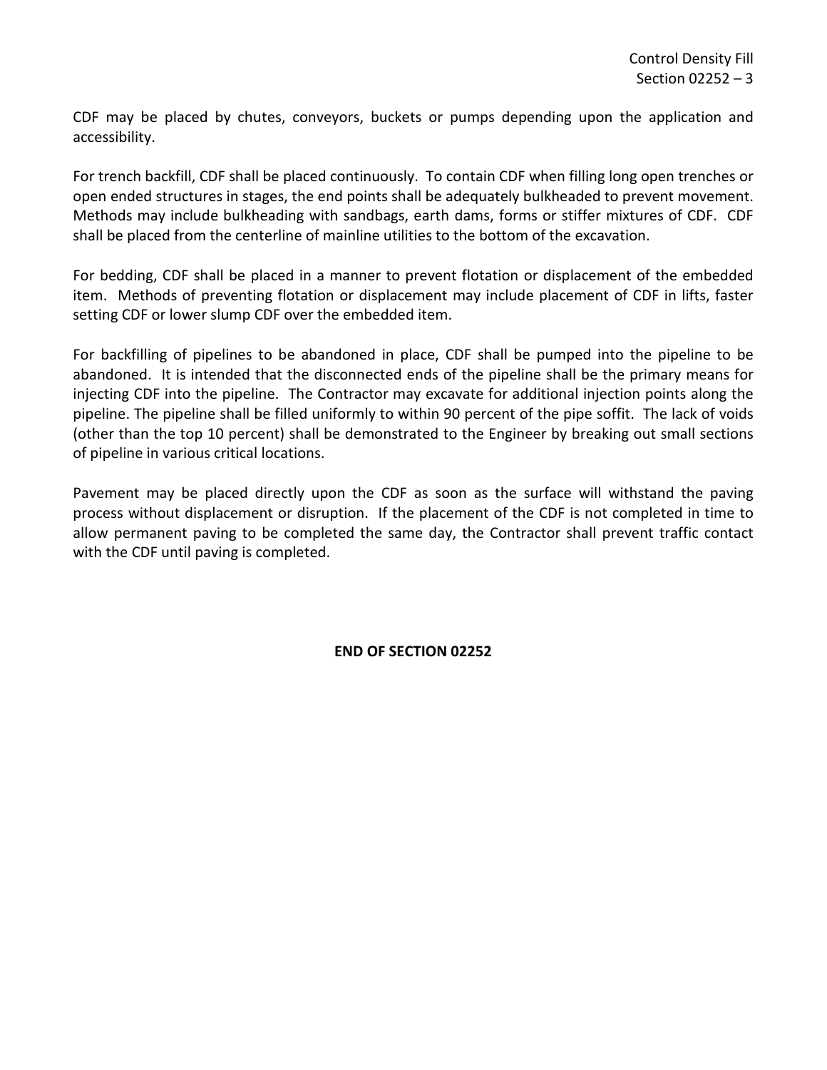CDF may be placed by chutes, conveyors, buckets or pumps depending upon the application and accessibility.

For trench backfill, CDF shall be placed continuously. To contain CDF when filling long open trenches or open ended structures in stages, the end points shall be adequately bulkheaded to prevent movement. Methods may include bulkheading with sandbags, earth dams, forms or stiffer mixtures of CDF. CDF shall be placed from the centerline of mainline utilities to the bottom of the excavation.

For bedding, CDF shall be placed in a manner to prevent flotation or displacement of the embedded item. Methods of preventing flotation or displacement may include placement of CDF in lifts, faster setting CDF or lower slump CDF over the embedded item.

For backfilling of pipelines to be abandoned in place, CDF shall be pumped into the pipeline to be abandoned. It is intended that the disconnected ends of the pipeline shall be the primary means for injecting CDF into the pipeline. The Contractor may excavate for additional injection points along the pipeline. The pipeline shall be filled uniformly to within 90 percent of the pipe soffit. The lack of voids (other than the top 10 percent) shall be demonstrated to the Engineer by breaking out small sections of pipeline in various critical locations.

Pavement may be placed directly upon the CDF as soon as the surface will withstand the paving process without displacement or disruption. If the placement of the CDF is not completed in time to allow permanent paving to be completed the same day, the Contractor shall prevent traffic contact with the CDF until paving is completed.

**END OF SECTION 02252**